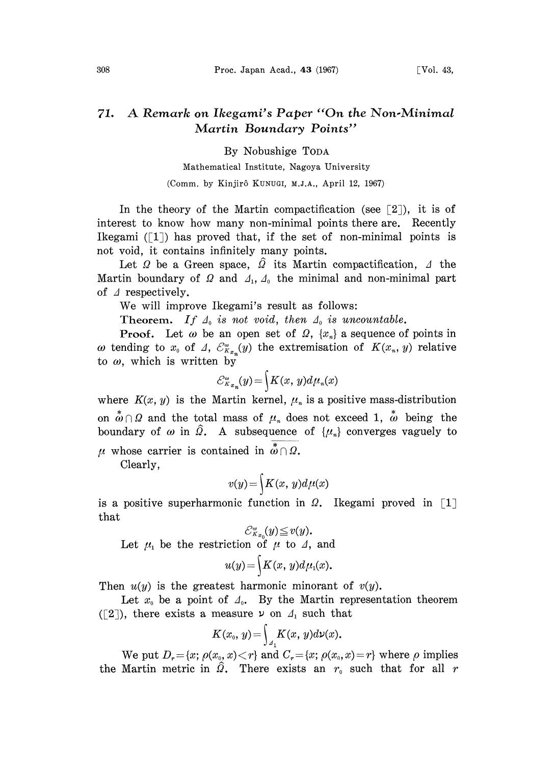# 71. A Remark on Ikegami's Paper "On the Non-Minimal Martin Boundary Points"

By Nobushige TODA

Mathematical Institute, Nagoya University

(Comm. by Kinjirô KUNUGI, M.J.A., April 12, 1967)

In the theory of the Martin compactification (see [2]), it is of interest to know how many non-minimal points there are. Recently Ikegami ([1]) has proved that, if the set of non-minimal points is not void, it contains infinitely many points.

Let $\Omega$ be a Green space, $\hat{\Omega}$ its Martin compactification, $\varDelta$ the Martin boundary of $\Omega$ and $\varDelta_1$, $\varDelta_0$ the minimal and non-minimal part of $\varDelta$ respectively.

We will improve Ikegami's result as follows:

**Theorem.** *If $\varDelta_0$ is not void, then $\varDelta_0$ is uncountable.*

**Proof.** Let $\omega$ be an open set of $\Omega$, $\{x_n\}$ a sequence of points in $\omega$ tending to $x_0$ of $\varDelta$, $\mathcal{E}^{\omega}_{K_{x_n}}(y)$ the extremisation of $K(x_n, y)$ relative to $\omega$, which is written by

$$\mathcal{E}^{\omega}_{K_{x_n}}(y)=\int K(x, y)d\mu_n(x)$$

where $K(x, y)$ is the Martin kernel, $\mu_n$ is a positive mass-distribution on $\overset{*}{\omega}\cap\Omega$ and the total mass of $\mu_n$ does not exceed 1, $\overset{*}{\omega}$ being the boundary of $\omega$ in $\hat{\Omega}$. A subsequence of $\{\mu_n\}$ converges vaguely to $\mu$ whose carrier is contained in $\overline{\overset{*}{\omega}\cap\Omega}$.

Clearly,

$$v(y)=\int K(x, y)d\mu(x)$$

is a positive superharmonic function in $\Omega$. Ikegami proved in [1] that

$$\mathcal{E}^{\omega}_{K_{x_0}}(y)\leqq v(y).$$

Let $\mu_1$ be the restriction of $\mu$ to $\varDelta$, and

$$u(y)=\int K(x, y)d\mu_1(x).$$

Then $u(y)$ is the greatest harmonic minorant of $v(y)$.

Let $x_0$ be a point of $\varDelta_0$. By the Martin representation theorem ([2]), there exists a measure $\nu$ on $\varDelta_1$ such that

$$K(x_0, y)=\int_{\varDelta_1} K(x, y)d\nu(x).$$

We put $D_r=\{x; \rho(x_0, x)<r\}$ and $C_r=\{x; \rho(x_0, x)=r\}$ where $\rho$ implies the Martin metric in $\hat{\Omega}$. There exists an $r_0$ such that for all $r$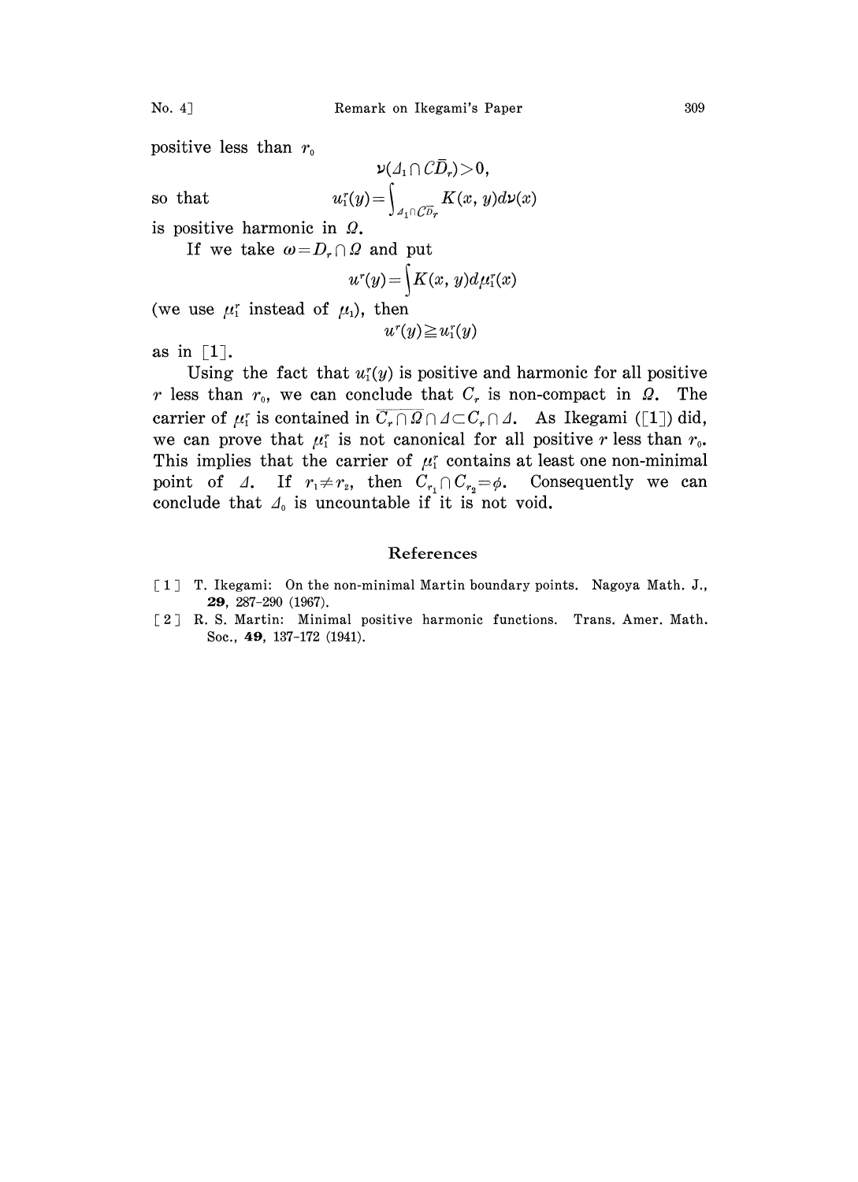positive less than $r_0$

$$\nu(\varDelta_1 \cap C\bar{D}_r) > 0,$$

so that

$$u_1^r(y) = \int_{\varDelta_1 \cap C\bar{D}_r} K(x, y) d\nu(x)$$

is positive harmonic in $\Omega$.

If we take $\omega = D_r \cap \Omega$ and put

$$u^r(y) = \int K(x, y) d\mu_1^r(x)$$

(we use $\mu_1^r$ instead of $\mu_1$), then

$$u^r(y) \geqq u_1^r(y)$$

as in [1].

Using the fact that $u_1^r(y)$ is positive and harmonic for all positive $r$ less than $r_0$, we can conclude that $C_r$ is non-compact in $\Omega$. The carrier of $\mu_1^r$ is contained in $\overline{C_r \cap \Omega} \cap \varDelta \subset C_r \cap \varDelta$. As Ikegami ([1]) did, we can prove that $\mu_1^r$ is not canonical for all positive $r$ less than $r_0$. This implies that the carrier of $\mu_1^r$ contains at least one non-minimal point of $\varDelta$. If $r_1 \neq r_2$, then $C_{r_1} \cap C_{r_2} = \phi$. Consequently we can conclude that $\varDelta_0$ is uncountable if it is not void.

## References

[1] T. Ikegami: On the non-minimal Martin boundary points. Nagoya Math. J., **29**, 287-290 (1967).

[2] R. S. Martin: Minimal positive harmonic functions. Trans. Amer. Math. Soc., **49**, 137-172 (1941).